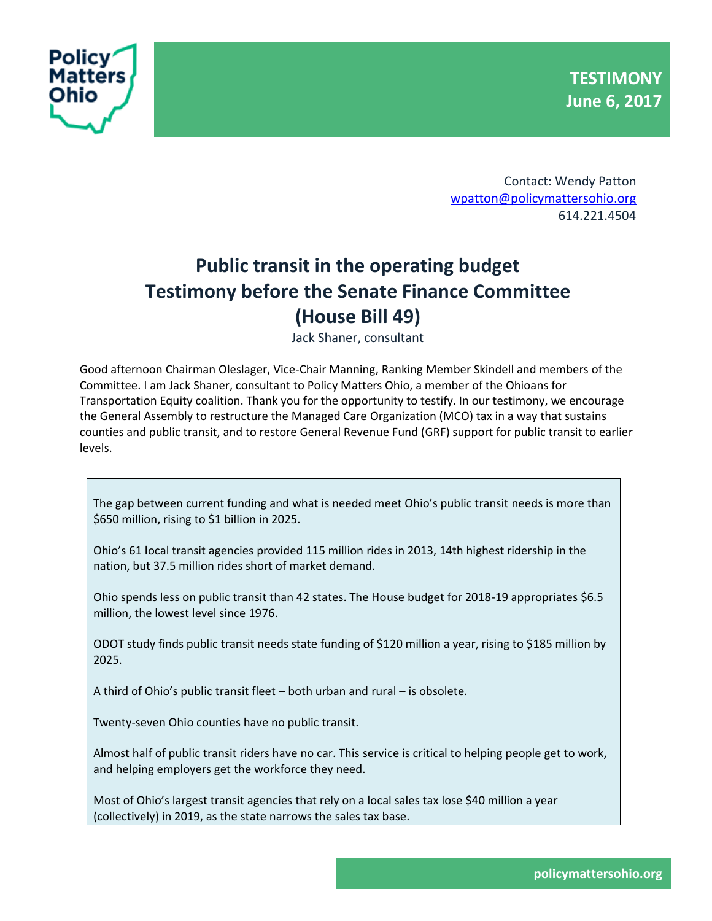**TESTIMONY**
**June 6, 2017**

Contact: Wendy Patton
wpatton@policymattersohio.org
614.221.4504

# Public transit in the operating budget
# Testimony before the Senate Finance Committee
# (House Bill 49)

Jack Shaner, consultant

Good afternoon Chairman Oleslager, Vice-Chair Manning, Ranking Member Skindell and members of the Committee. I am Jack Shaner, consultant to Policy Matters Ohio, a member of the Ohioans for Transportation Equity coalition. Thank you for the opportunity to testify. In our testimony, we encourage the General Assembly to restructure the Managed Care Organization (MCO) tax in a way that sustains counties and public transit, and to restore General Revenue Fund (GRF) support for public transit to earlier levels.

> The gap between current funding and what is needed meet Ohio's public transit needs is more than $650 million, rising to $1 billion in 2025.
>
> Ohio's 61 local transit agencies provided 115 million rides in 2013, 14th highest ridership in the nation, but 37.5 million rides short of market demand.
>
> Ohio spends less on public transit than 42 states. The House budget for 2018-19 appropriates $6.5 million, the lowest level since 1976.
>
> ODOT study finds public transit needs state funding of $120 million a year, rising to $185 million by 2025.
>
> A third of Ohio's public transit fleet – both urban and rural – is obsolete.
>
> Twenty-seven Ohio counties have no public transit.
>
> Almost half of public transit riders have no car. This service is critical to helping people get to work, and helping employers get the workforce they need.
>
> Most of Ohio's largest transit agencies that rely on a local sales tax lose $40 million a year (collectively) in 2019, as the state narrows the sales tax base.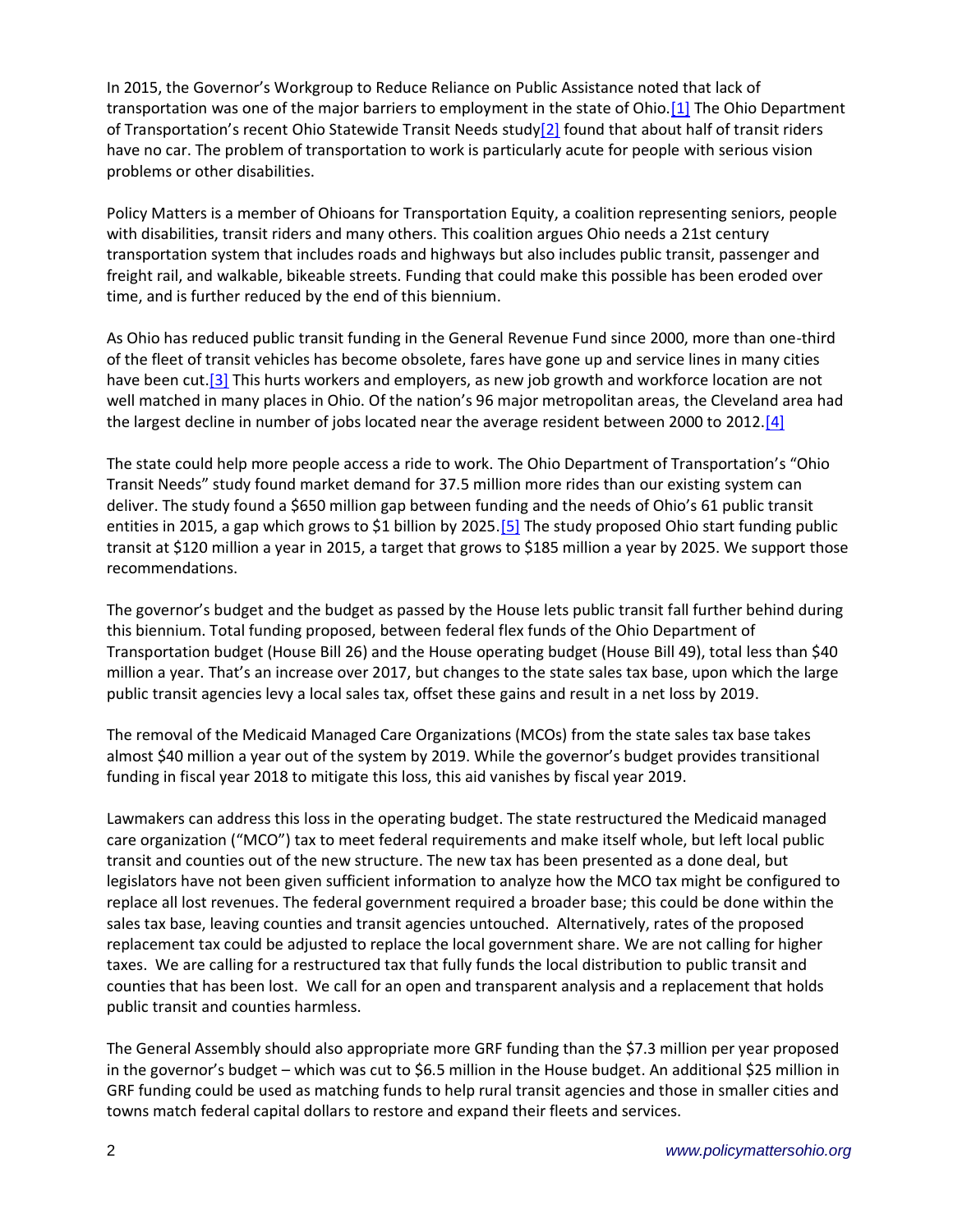In 2015, the Governor's Workgroup to Reduce Reliance on Public Assistance noted that lack of transportation was one of the major barriers to employment in the state of Ohio.[1] The Ohio Department of Transportation's recent Ohio Statewide Transit Needs study[2] found that about half of transit riders have no car. The problem of transportation to work is particularly acute for people with serious vision problems or other disabilities.

Policy Matters is a member of Ohioans for Transportation Equity, a coalition representing seniors, people with disabilities, transit riders and many others. This coalition argues Ohio needs a 21st century transportation system that includes roads and highways but also includes public transit, passenger and freight rail, and walkable, bikeable streets. Funding that could make this possible has been eroded over time, and is further reduced by the end of this biennium.

As Ohio has reduced public transit funding in the General Revenue Fund since 2000, more than one-third of the fleet of transit vehicles has become obsolete, fares have gone up and service lines in many cities have been cut.[3] This hurts workers and employers, as new job growth and workforce location are not well matched in many places in Ohio. Of the nation's 96 major metropolitan areas, the Cleveland area had the largest decline in number of jobs located near the average resident between 2000 to 2012.[4]

The state could help more people access a ride to work. The Ohio Department of Transportation's "Ohio Transit Needs" study found market demand for 37.5 million more rides than our existing system can deliver. The study found a $650 million gap between funding and the needs of Ohio's 61 public transit entities in 2015, a gap which grows to $1 billion by 2025.[5] The study proposed Ohio start funding public transit at $120 million a year in 2015, a target that grows to $185 million a year by 2025. We support those recommendations.

The governor's budget and the budget as passed by the House lets public transit fall further behind during this biennium. Total funding proposed, between federal flex funds of the Ohio Department of Transportation budget (House Bill 26) and the House operating budget (House Bill 49), total less than $40 million a year. That's an increase over 2017, but changes to the state sales tax base, upon which the large public transit agencies levy a local sales tax, offset these gains and result in a net loss by 2019.

The removal of the Medicaid Managed Care Organizations (MCOs) from the state sales tax base takes almost $40 million a year out of the system by 2019. While the governor's budget provides transitional funding in fiscal year 2018 to mitigate this loss, this aid vanishes by fiscal year 2019.

Lawmakers can address this loss in the operating budget. The state restructured the Medicaid managed care organization ("MCO") tax to meet federal requirements and make itself whole, but left local public transit and counties out of the new structure. The new tax has been presented as a done deal, but legislators have not been given sufficient information to analyze how the MCO tax might be configured to replace all lost revenues. The federal government required a broader base; this could be done within the sales tax base, leaving counties and transit agencies untouched. Alternatively, rates of the proposed replacement tax could be adjusted to replace the local government share. We are not calling for higher taxes. We are calling for a restructured tax that fully funds the local distribution to public transit and counties that has been lost. We call for an open and transparent analysis and a replacement that holds public transit and counties harmless.

The General Assembly should also appropriate more GRF funding than the $7.3 million per year proposed in the governor's budget – which was cut to $6.5 million in the House budget. An additional $25 million in GRF funding could be used as matching funds to help rural transit agencies and those in smaller cities and towns match federal capital dollars to restore and expand their fleets and services.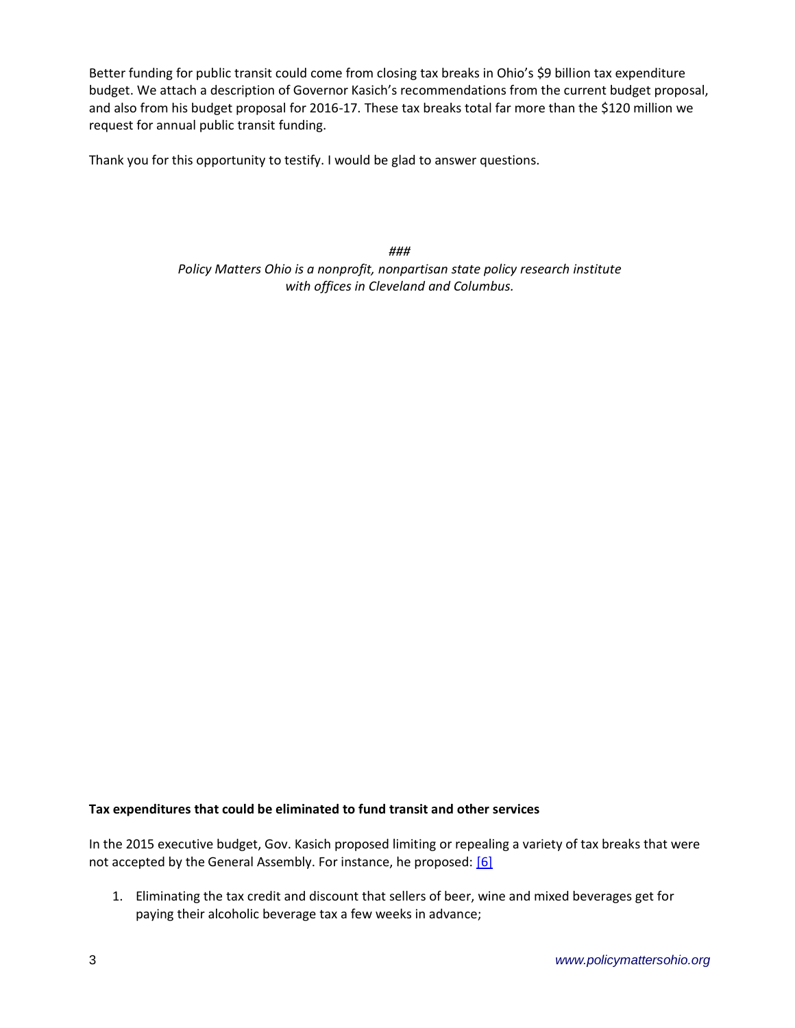Better funding for public transit could come from closing tax breaks in Ohio's $9 billion tax expenditure budget. We attach a description of Governor Kasich's recommendations from the current budget proposal, and also from his budget proposal for 2016-17. These tax breaks total far more than the $120 million we request for annual public transit funding.

Thank you for this opportunity to testify. I would be glad to answer questions.

*###*

*Policy Matters Ohio is a nonprofit, nonpartisan state policy research institute with offices in Cleveland and Columbus.*

**Tax expenditures that could be eliminated to fund transit and other services**

In the 2015 executive budget, Gov. Kasich proposed limiting or repealing a variety of tax breaks that were not accepted by the General Assembly. For instance, he proposed: [6]

1. Eliminating the tax credit and discount that sellers of beer, wine and mixed beverages get for paying their alcoholic beverage tax a few weeks in advance;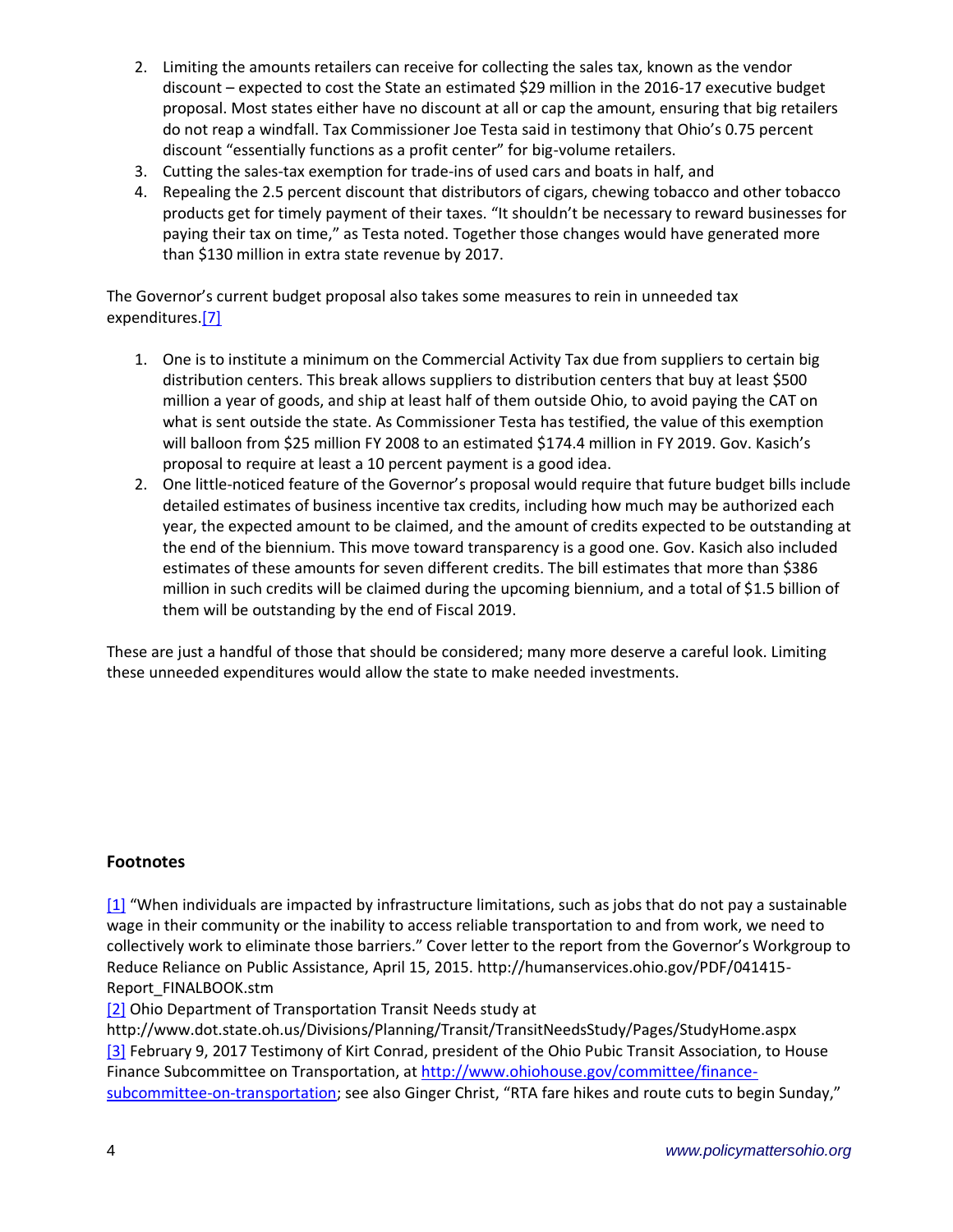2. Limiting the amounts retailers can receive for collecting the sales tax, known as the vendor discount – expected to cost the State an estimated $29 million in the 2016-17 executive budget proposal. Most states either have no discount at all or cap the amount, ensuring that big retailers do not reap a windfall. Tax Commissioner Joe Testa said in testimony that Ohio's 0.75 percent discount "essentially functions as a profit center" for big-volume retailers.
3. Cutting the sales-tax exemption for trade-ins of used cars and boats in half, and
4. Repealing the 2.5 percent discount that distributors of cigars, chewing tobacco and other tobacco products get for timely payment of their taxes. "It shouldn't be necessary to reward businesses for paying their tax on time," as Testa noted. Together those changes would have generated more than $130 million in extra state revenue by 2017.

The Governor's current budget proposal also takes some measures to rein in unneeded tax expenditures.[7]

1. One is to institute a minimum on the Commercial Activity Tax due from suppliers to certain big distribution centers. This break allows suppliers to distribution centers that buy at least $500 million a year of goods, and ship at least half of them outside Ohio, to avoid paying the CAT on what is sent outside the state. As Commissioner Testa has testified, the value of this exemption will balloon from $25 million FY 2008 to an estimated $174.4 million in FY 2019. Gov. Kasich's proposal to require at least a 10 percent payment is a good idea.
2. One little-noticed feature of the Governor's proposal would require that future budget bills include detailed estimates of business incentive tax credits, including how much may be authorized each year, the expected amount to be claimed, and the amount of credits expected to be outstanding at the end of the biennium. This move toward transparency is a good one. Gov. Kasich also included estimates of these amounts for seven different credits. The bill estimates that more than $386 million in such credits will be claimed during the upcoming biennium, and a total of $1.5 billion of them will be outstanding by the end of Fiscal 2019.

These are just a handful of those that should be considered; many more deserve a careful look. Limiting these unneeded expenditures would allow the state to make needed investments.

## Footnotes

[1] "When individuals are impacted by infrastructure limitations, such as jobs that do not pay a sustainable wage in their community or the inability to access reliable transportation to and from work, we need to collectively work to eliminate those barriers." Cover letter to the report from the Governor's Workgroup to Reduce Reliance on Public Assistance, April 15, 2015. http://humanservices.ohio.gov/PDF/041415-Report_FINALBOOK.stm

[2] Ohio Department of Transportation Transit Needs study at http://www.dot.state.oh.us/Divisions/Planning/Transit/TransitNeedsStudy/Pages/StudyHome.aspx

[3] February 9, 2017 Testimony of Kirt Conrad, president of the Ohio Pubic Transit Association, to House Finance Subcommittee on Transportation, at http://www.ohiohouse.gov/committee/finance-subcommittee-on-transportation; see also Ginger Christ, "RTA fare hikes and route cuts to begin Sunday,"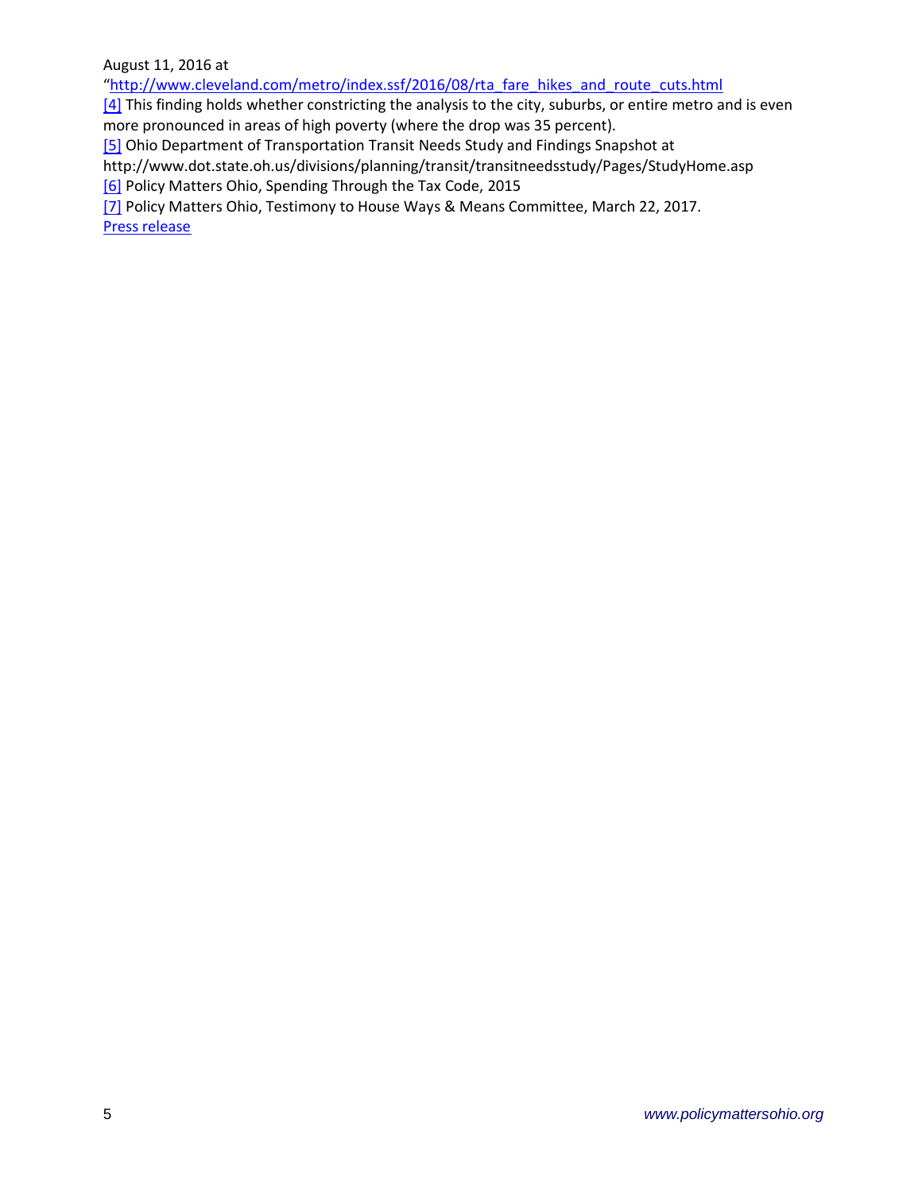August 11, 2016 at
"http://www.cleveland.com/metro/index.ssf/2016/08/rta_fare_hikes_and_route_cuts.html

[4] This finding holds whether constricting the analysis to the city, suburbs, or entire metro and is even more pronounced in areas of high poverty (where the drop was 35 percent).

[5] Ohio Department of Transportation Transit Needs Study and Findings Snapshot at http://www.dot.state.oh.us/divisions/planning/transit/transitneedsstudy/Pages/StudyHome.asp

[6] Policy Matters Ohio, Spending Through the Tax Code, 2015

[7] Policy Matters Ohio, Testimony to House Ways & Means Committee, March 22, 2017.

Press release